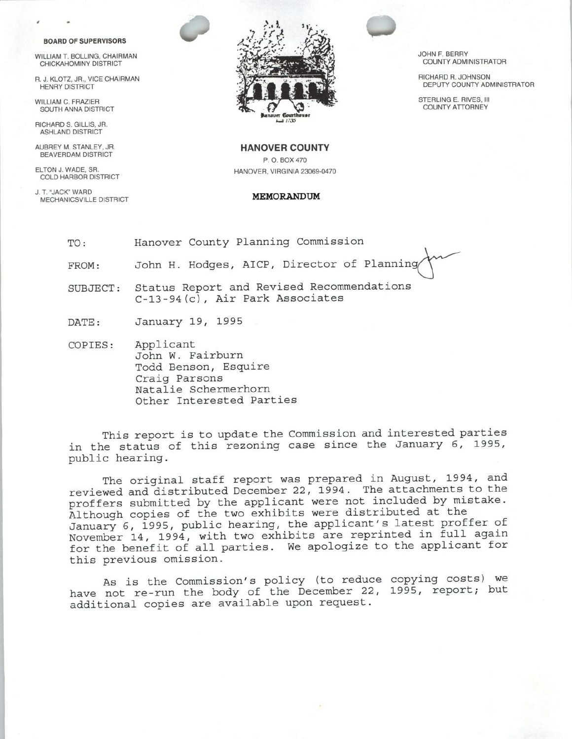**BOARD OF SUPERVISORS**

WILLIAM T. BOLLING, CHAIRMAN
CHICKAHOMINY DISTRICT

R. J. KLOTZ, JR., VICE CHAIRMAN
HENRY DISTRICT

WILLIAM C. FRAZIER
SOUTH ANNA DISTRICT

RICHARD S. GILLIS, JR.
ASHLAND DISTRICT

AUBREY M. STANLEY, JR.
BEAVERDAM DISTRICT

ELTON J. WADE, SR.
COLD HARBOR DISTRICT

J. T. "JACK" WARD
MECHANICSVILLE DISTRICT

Hanover Courthouse
built 1735

**HANOVER COUNTY**
P. O. BOX 470
HANOVER, VIRGINIA 23069-0470

JOHN F. BERRY
COUNTY ADMINISTRATOR

RICHARD R. JOHNSON
DEPUTY COUNTY ADMINISTRATOR

STERLING E. RIVES, III
COUNTY ATTORNEY

**MEMORANDUM**

TO: Hanover County Planning Commission

FROM: John H. Hodges, AICP, Director of Planning

SUBJECT: Status Report and Revised Recommendations
C-13-94(c), Air Park Associates

DATE: January 19, 1995

COPIES: Applicant
John W. Fairburn
Todd Benson, Esquire
Craig Parsons
Natalie Schermerhorn
Other Interested Parties

This report is to update the Commission and interested parties in the status of this rezoning case since the January 6, 1995, public hearing.

The original staff report was prepared in August, 1994, and reviewed and distributed December 22, 1994. The attachments to the proffers submitted by the applicant were not included by mistake. Although copies of the two exhibits were distributed at the January 6, 1995, public hearing, the applicant's latest proffer of November 14, 1994, with two exhibits are reprinted in full again for the benefit of all parties. We apologize to the applicant for this previous omission.

As is the Commission's policy (to reduce copying costs) we have not re-run the body of the December 22, 1995, report; but additional copies are available upon request.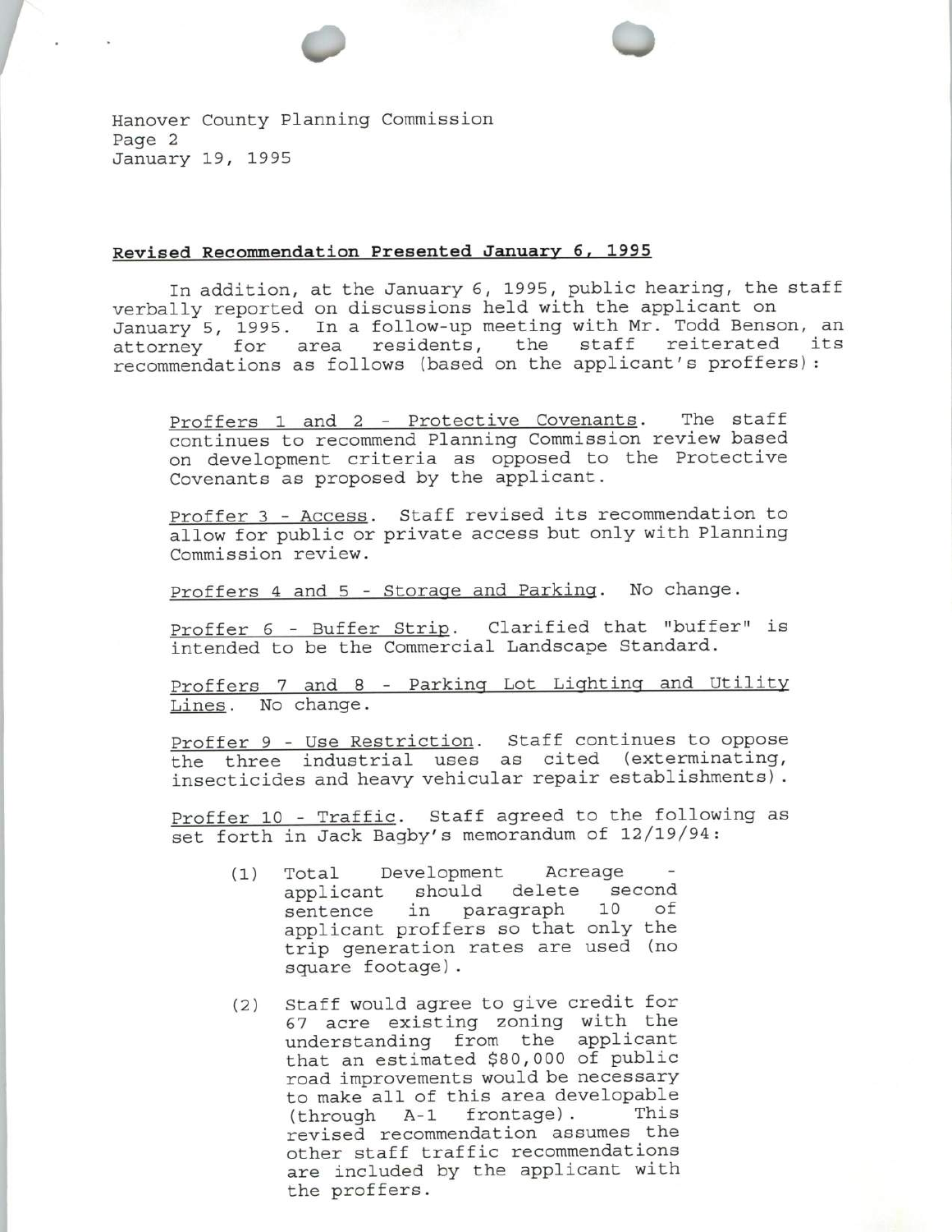Hanover County Planning Commission
Page 2
January 19, 1995

**Revised Recommendation Presented January 6, 1995**

In addition, at the January 6, 1995, public hearing, the staff verbally reported on discussions held with the applicant on January 5, 1995. In a follow-up meeting with Mr. Todd Benson, an attorney for area residents, the staff reiterated its recommendations as follows (based on the applicant's proffers):

Proffers 1 and 2 - Protective Covenants. The staff continues to recommend Planning Commission review based on development criteria as opposed to the Protective Covenants as proposed by the applicant.

Proffer 3 - Access. Staff revised its recommendation to allow for public or private access but only with Planning Commission review.

Proffers 4 and 5 - Storage and Parking. No change.

Proffer 6 - Buffer Strip. Clarified that "buffer" is intended to be the Commercial Landscape Standard.

Proffers 7 and 8 - Parking Lot Lighting and Utility Lines. No change.

Proffer 9 - Use Restriction. Staff continues to oppose the three industrial uses as cited (exterminating, insecticides and heavy vehicular repair establishments).

Proffer 10 - Traffic. Staff agreed to the following as set forth in Jack Bagby's memorandum of 12/19/94:

(1) Total Development Acreage - applicant should delete second sentence in paragraph 10 of applicant proffers so that only the trip generation rates are used (no square footage).

(2) Staff would agree to give credit for 67 acre existing zoning with the understanding from the applicant that an estimated $80,000 of public road improvements would be necessary to make all of this area developable (through A-1 frontage). This revised recommendation assumes the other staff traffic recommendations are included by the applicant with the proffers.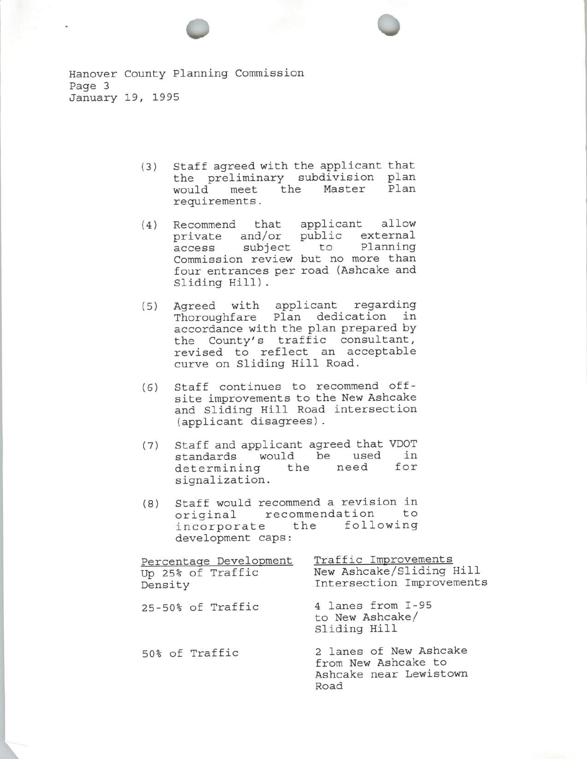(3) Staff agreed with the applicant that the preliminary subdivision plan would meet the Master Plan requirements.

(4) Recommend that applicant allow private and/or public external access subject to Planning Commission review but no more than four entrances per road (Ashcake and Sliding Hill).

(5) Agreed with applicant regarding Thoroughfare Plan dedication in accordance with the plan prepared by the County's traffic consultant, revised to reflect an acceptable curve on Sliding Hill Road.

(6) Staff continues to recommend off-site improvements to the New Ashcake and Sliding Hill Road intersection (applicant disagrees).

(7) Staff and applicant agreed that VDOT standards would be used in determining the need for signalization.

(8) Staff would recommend a revision in original recommendation to incorporate the following development caps:

| Percentage Development | Traffic Improvements |
|---|---|
| Up 25% of Traffic Density | New Ashcake/Sliding Hill Intersection Improvements |
| 25-50% of Traffic | 4 lanes from I-95 to New Ashcake/ Sliding Hill |
| 50% of Traffic | 2 lanes of New Ashcake from New Ashcake to Ashcake near Lewistown Road |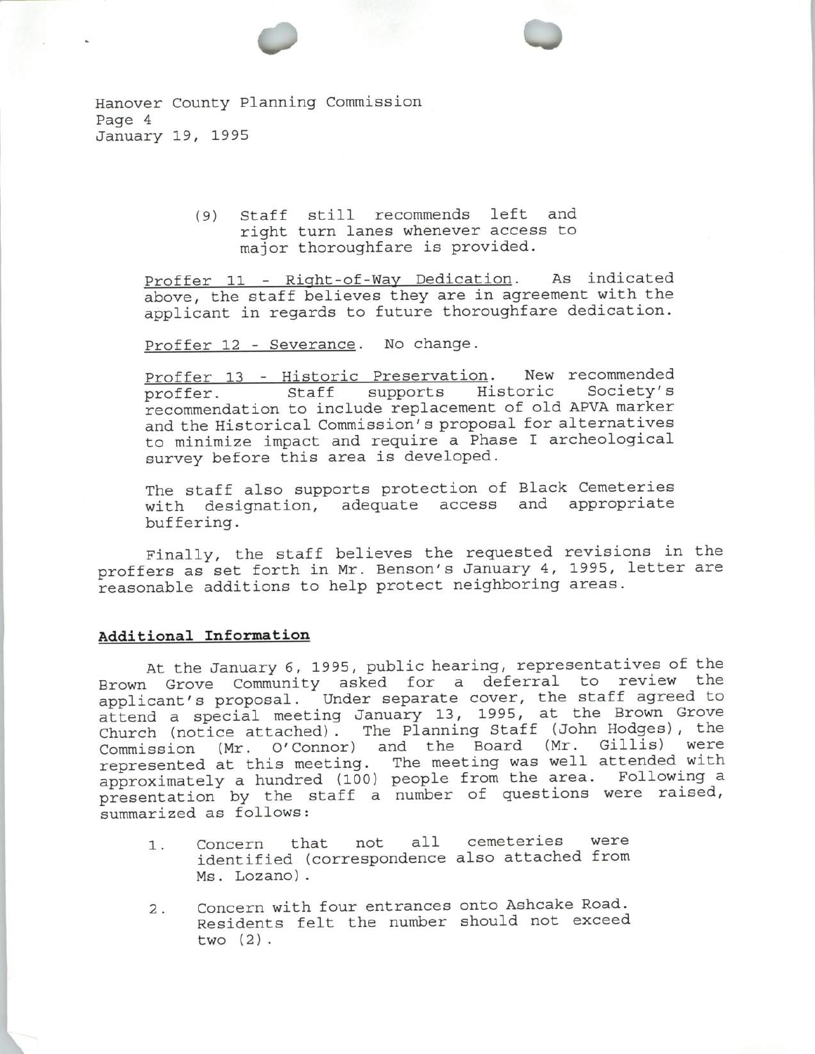(9) Staff still recommends left and right turn lanes whenever access to major thoroughfare is provided.

Proffer 11 - Right-of-Way Dedication. As indicated above, the staff believes they are in agreement with the applicant in regards to future thoroughfare dedication.

Proffer 12 - Severance. No change.

Proffer 13 - Historic Preservation. New recommended proffer. Staff supports Historic Society's recommendation to include replacement of old APVA marker and the Historical Commission's proposal for alternatives to minimize impact and require a Phase I archeological survey before this area is developed.

The staff also supports protection of Black Cemeteries with designation, adequate access and appropriate buffering.

Finally, the staff believes the requested revisions in the proffers as set forth in Mr. Benson's January 4, 1995, letter are reasonable additions to help protect neighboring areas.

**Additional Information**

At the January 6, 1995, public hearing, representatives of the Brown Grove Community asked for a deferral to review the applicant's proposal. Under separate cover, the staff agreed to attend a special meeting January 13, 1995, at the Brown Grove Church (notice attached). The Planning Staff (John Hodges), the Commission (Mr. O'Connor) and the Board (Mr. Gillis) were represented at this meeting. The meeting was well attended with approximately a hundred (100) people from the area. Following a presentation by the staff a number of questions were raised, summarized as follows:

1. Concern that not all cemeteries were identified (correspondence also attached from Ms. Lozano).

2. Concern with four entrances onto Ashcake Road. Residents felt the number should not exceed two (2).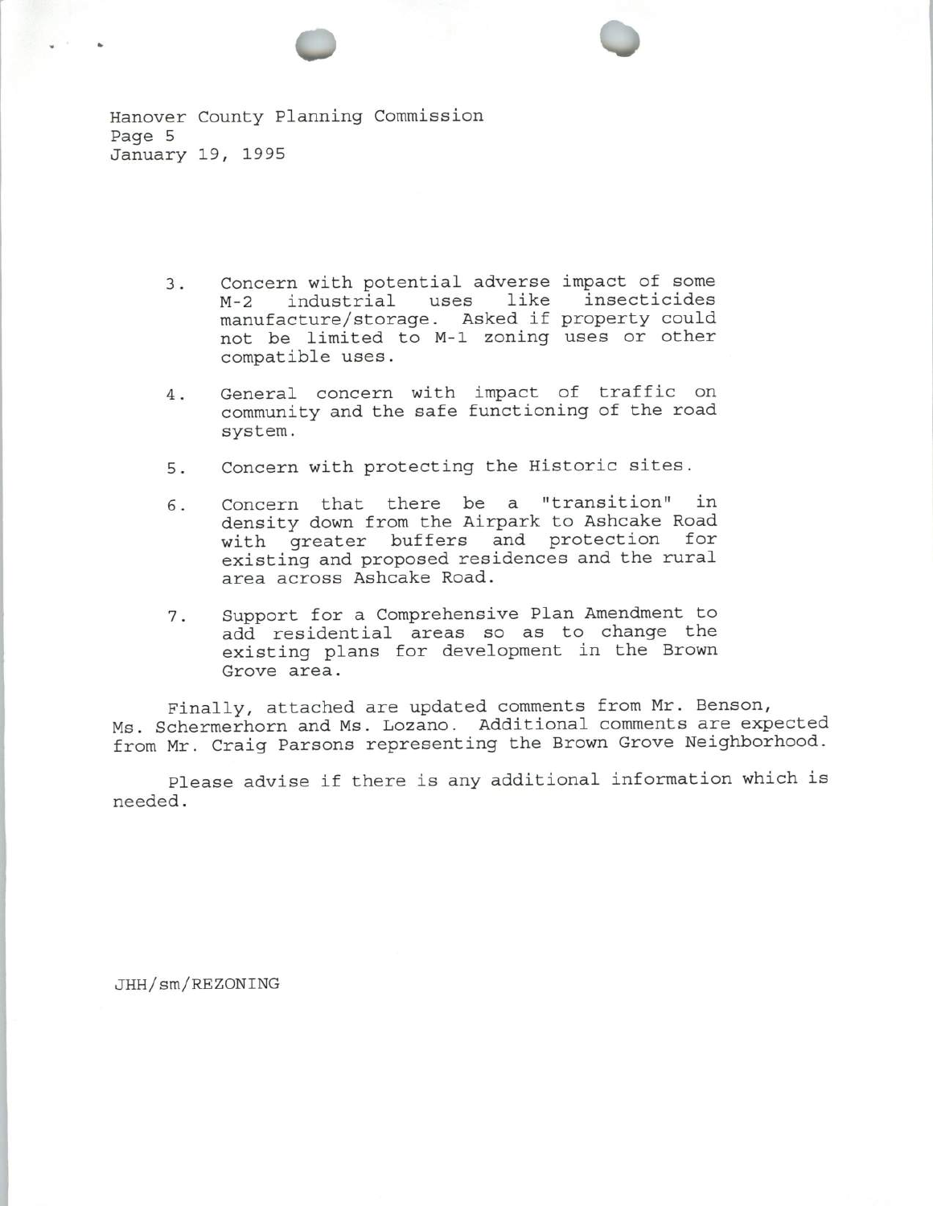3. Concern with potential adverse impact of some M-2 industrial uses like insecticides manufacture/storage. Asked if property could not be limited to M-1 zoning uses or other compatible uses.

4. General concern with impact of traffic on community and the safe functioning of the road system.

5. Concern with protecting the Historic sites.

6. Concern that there be a "transition" in density down from the Airpark to Ashcake Road with greater buffers and protection for existing and proposed residences and the rural area across Ashcake Road.

7. Support for a Comprehensive Plan Amendment to add residential areas so as to change the existing plans for development in the Brown Grove area.

Finally, attached are updated comments from Mr. Benson, Ms. Schermerhorn and Ms. Lozano. Additional comments are expected from Mr. Craig Parsons representing the Brown Grove Neighborhood.

Please advise if there is any additional information which is needed.

JHH/sm/REZONING